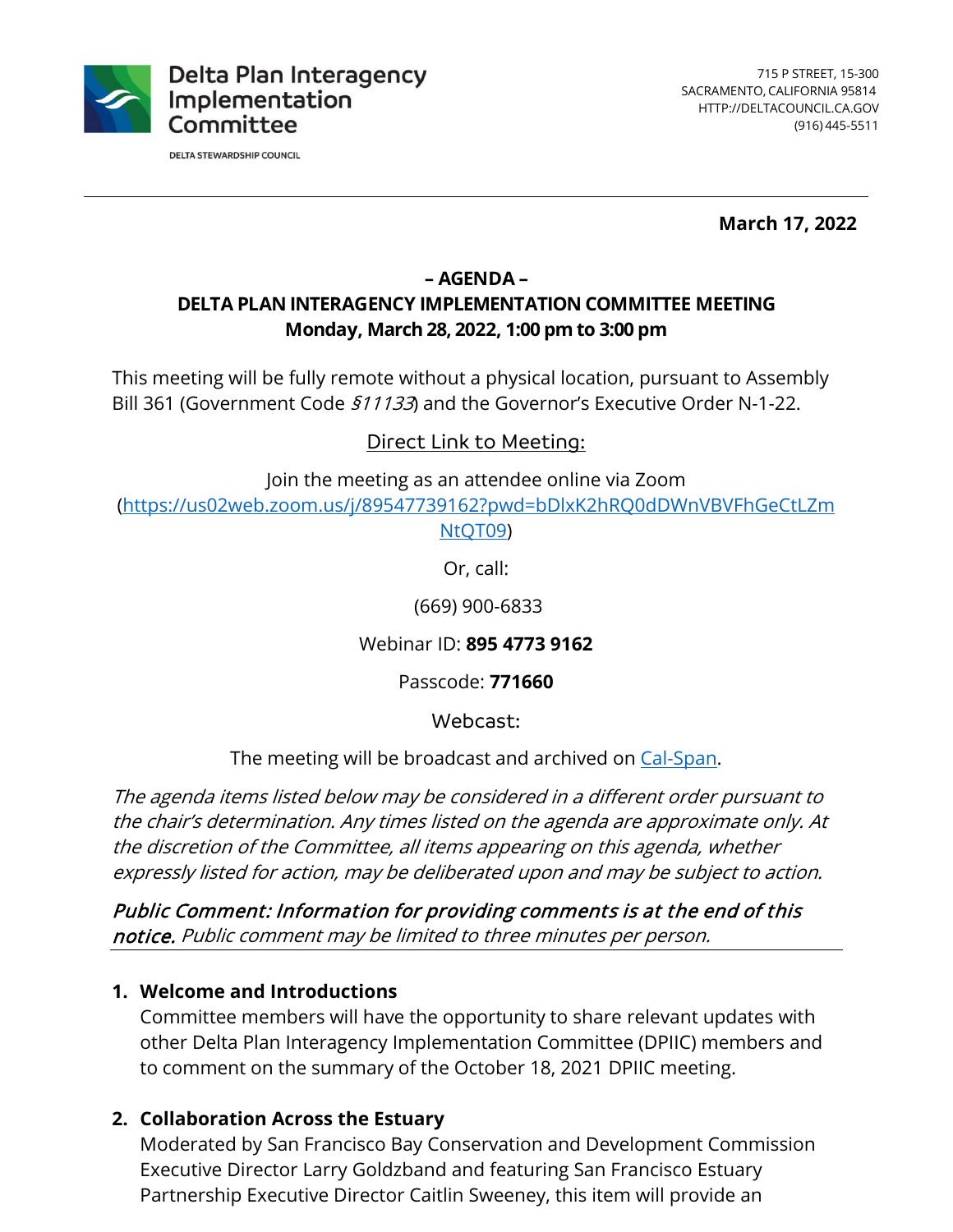Delta Plan Interagency Implementation Committee

DELTA STEWARDSHIP COUNCIL

715 P STREET, 15-300
SACRAMENTO, CALIFORNIA 95814
HTTP://DELTACOUNCIL.CA.GOV
(916) 445-5511

**March 17, 2022**

**– AGENDA –**

**DELTA PLAN INTERAGENCY IMPLEMENTATION COMMITTEE MEETING**

**Monday, March 28, 2022, 1:00 pm to 3:00 pm**

This meeting will be fully remote without a physical location, pursuant to Assembly Bill 361 (Government Code *§11133*) and the Governor's Executive Order N-1-22.

Direct Link to Meeting:

Join the meeting as an attendee online via Zoom (https://us02web.zoom.us/j/89547739162?pwd=bDlxK2hRQ0dDWnVBVFhGeCtLZmNtQT09)

Or, call:

(669) 900-6833

Webinar ID: **895 4773 9162**

Passcode: **771660**

Webcast:

The meeting will be broadcast and archived on Cal-Span.

*The agenda items listed below may be considered in a different order pursuant to the chair's determination. Any times listed on the agenda are approximate only. At the discretion of the Committee, all items appearing on this agenda, whether expressly listed for action, may be deliberated upon and may be subject to action.*

***Public Comment: Information for providing comments is at the end of this notice.*** *Public comment may be limited to three minutes per person.*

1. **Welcome and Introductions**
   Committee members will have the opportunity to share relevant updates with other Delta Plan Interagency Implementation Committee (DPIIC) members and to comment on the summary of the October 18, 2021 DPIIC meeting.

2. **Collaboration Across the Estuary**
   Moderated by San Francisco Bay Conservation and Development Commission Executive Director Larry Goldzband and featuring San Francisco Estuary Partnership Executive Director Caitlin Sweeney, this item will provide an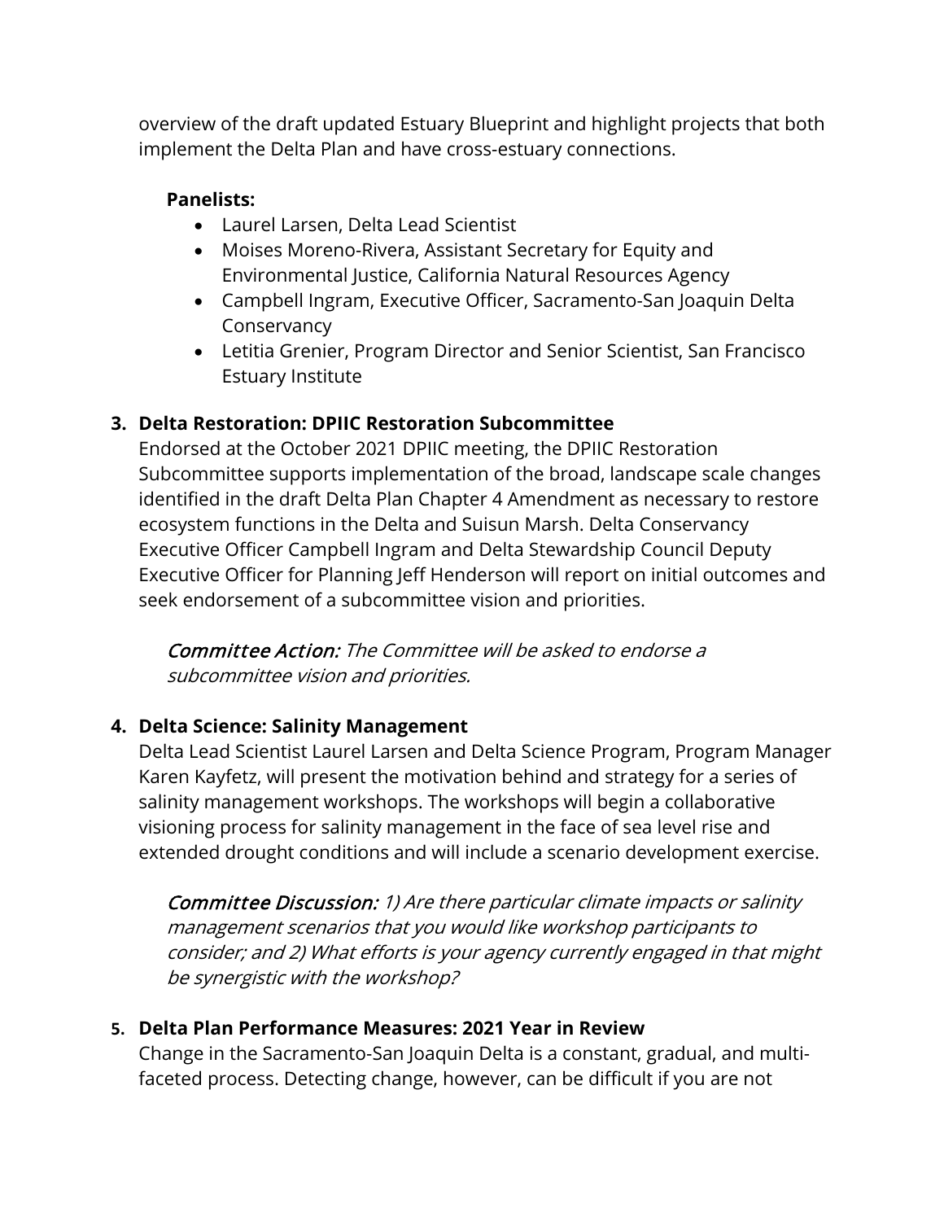overview of the draft updated Estuary Blueprint and highlight projects that both implement the Delta Plan and have cross-estuary connections.

**Panelists:**

- Laurel Larsen, Delta Lead Scientist
- Moises Moreno-Rivera, Assistant Secretary for Equity and Environmental Justice, California Natural Resources Agency
- Campbell Ingram, Executive Officer, Sacramento-San Joaquin Delta Conservancy
- Letitia Grenier, Program Director and Senior Scientist, San Francisco Estuary Institute

**3. Delta Restoration: DPIIC Restoration Subcommittee**

Endorsed at the October 2021 DPIIC meeting, the DPIIC Restoration Subcommittee supports implementation of the broad, landscape scale changes identified in the draft Delta Plan Chapter 4 Amendment as necessary to restore ecosystem functions in the Delta and Suisun Marsh. Delta Conservancy Executive Officer Campbell Ingram and Delta Stewardship Council Deputy Executive Officer for Planning Jeff Henderson will report on initial outcomes and seek endorsement of a subcommittee vision and priorities.

*Committee Action: The Committee will be asked to endorse a subcommittee vision and priorities.*

**4. Delta Science: Salinity Management**

Delta Lead Scientist Laurel Larsen and Delta Science Program, Program Manager Karen Kayfetz, will present the motivation behind and strategy for a series of salinity management workshops. The workshops will begin a collaborative visioning process for salinity management in the face of sea level rise and extended drought conditions and will include a scenario development exercise.

*Committee Discussion: 1) Are there particular climate impacts or salinity management scenarios that you would like workshop participants to consider; and 2) What efforts is your agency currently engaged in that might be synergistic with the workshop?*

**5. Delta Plan Performance Measures: 2021 Year in Review**

Change in the Sacramento-San Joaquin Delta is a constant, gradual, and multi-faceted process. Detecting change, however, can be difficult if you are not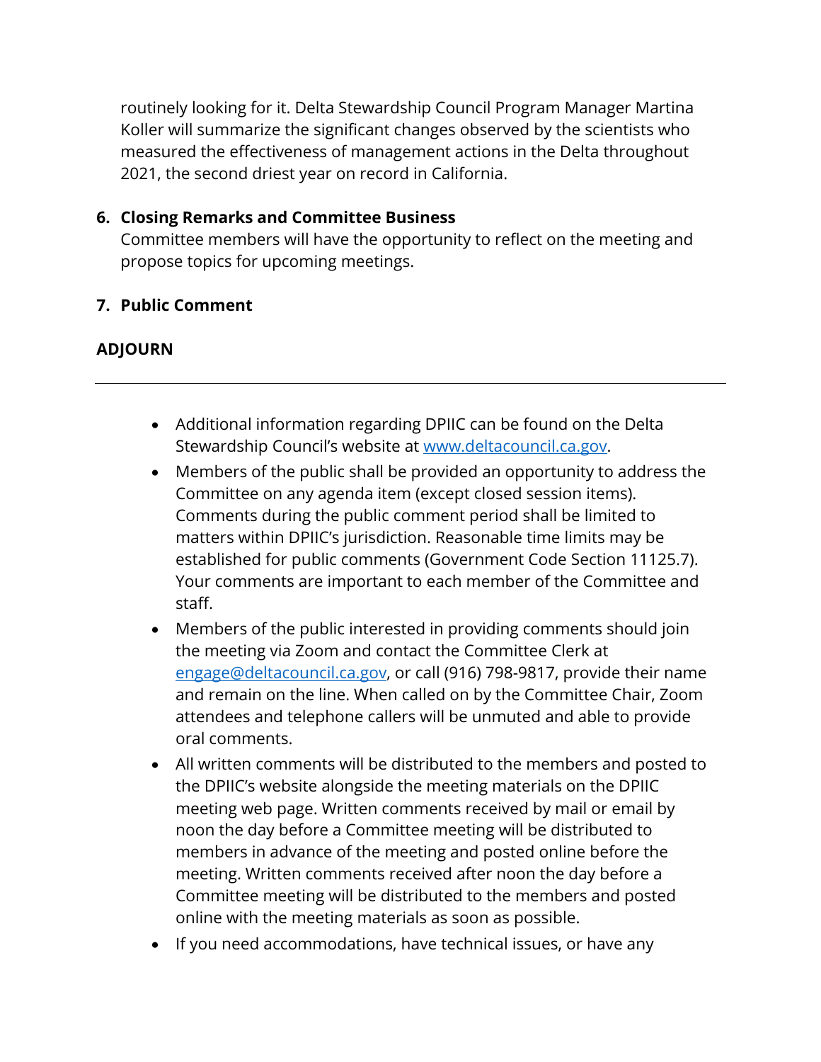routinely looking for it. Delta Stewardship Council Program Manager Martina Koller will summarize the significant changes observed by the scientists who measured the effectiveness of management actions in the Delta throughout 2021, the second driest year on record in California.

6. **Closing Remarks and Committee Business**
   Committee members will have the opportunity to reflect on the meeting and propose topics for upcoming meetings.

7. **Public Comment**

**ADJOURN**

---

- Additional information regarding DPIIC can be found on the Delta Stewardship Council's website at [www.deltacouncil.ca.gov](http://www.deltacouncil.ca.gov).
- Members of the public shall be provided an opportunity to address the Committee on any agenda item (except closed session items). Comments during the public comment period shall be limited to matters within DPIIC's jurisdiction. Reasonable time limits may be established for public comments (Government Code Section 11125.7). Your comments are important to each member of the Committee and staff.
- Members of the public interested in providing comments should join the meeting via Zoom and contact the Committee Clerk at [engage@deltacouncil.ca.gov](mailto:engage@deltacouncil.ca.gov), or call (916) 798-9817, provide their name and remain on the line. When called on by the Committee Chair, Zoom attendees and telephone callers will be unmuted and able to provide oral comments.
- All written comments will be distributed to the members and posted to the DPIIC's website alongside the meeting materials on the DPIIC meeting web page. Written comments received by mail or email by noon the day before a Committee meeting will be distributed to members in advance of the meeting and posted online before the meeting. Written comments received after noon the day before a Committee meeting will be distributed to the members and posted online with the meeting materials as soon as possible.
- If you need accommodations, have technical issues, or have any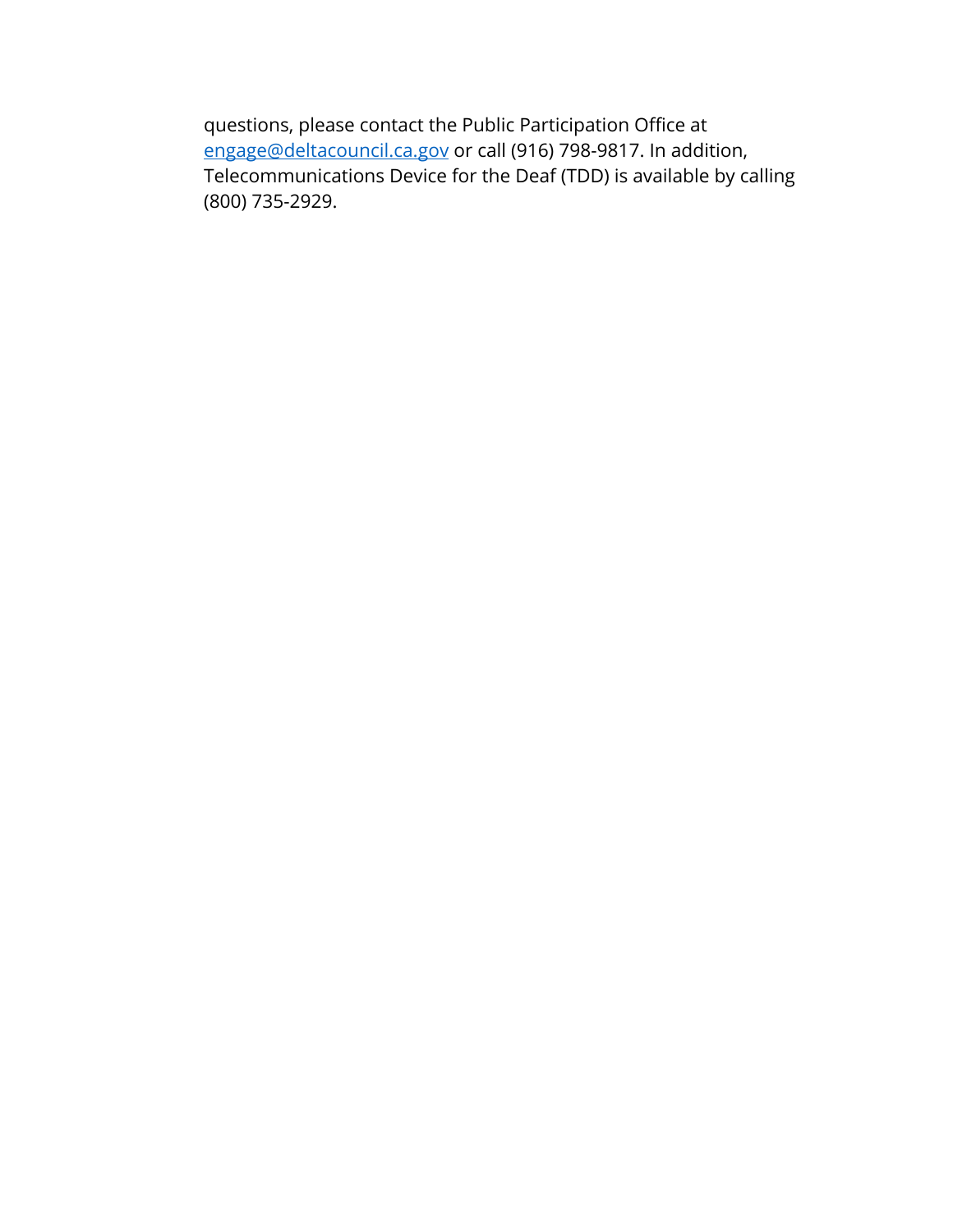questions, please contact the Public Participation Office at engage@deltacouncil.ca.gov or call (916) 798-9817. In addition, Telecommunications Device for the Deaf (TDD) is available by calling (800) 735-2929.